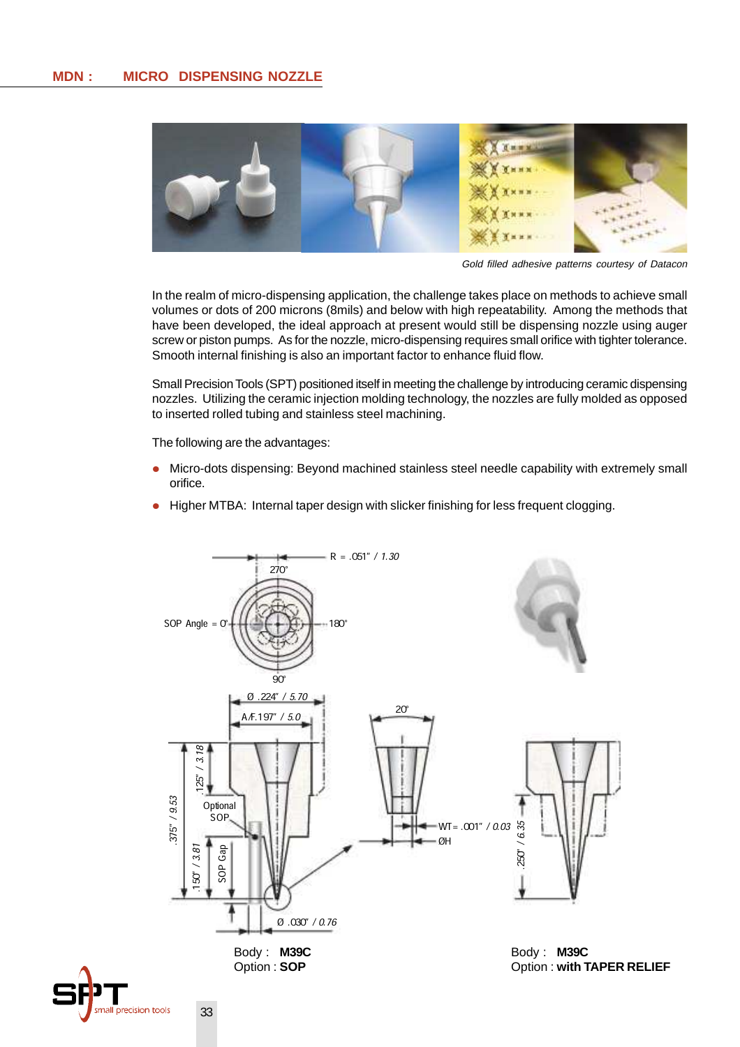## MDN : MICRO DISPENSING NOZZLE

*Gold filled adhesive patterns courtesy of Datacon*

In the realm of micro-dispensing application, the challenge takes place on methods to achieve small volumes or dots of 200 microns (8mils) and below with high repeatability. Among the methods that have been developed, the ideal approach at present would still be dispensing nozzle using auger screw or piston pumps. As for the nozzle, micro-dispensing requires small orifice with tighter tolerance. Smooth internal finishing is also an important factor to enhance fluid flow.

Small Precision Tools (SPT) positioned itself in meeting the challenge by introducing ceramic dispensing nozzles. Utilizing the ceramic injection molding technology, the nozzles are fully molded as opposed to inserted rolled tubing and stainless steel machining.

The following are the advantages:

- Micro-dots dispensing: Beyond machined stainless steel needle capability with extremely small orifice.
- Higher MTBA: Internal taper design with slicker finishing for less frequent clogging.

R = .051" / *1.30*

270°

SOP Angle = 0°

180°

90°

Ø .224" / *5.70*

A/F.197" / *5.0*

20°

.375" / *9.53*

.125" / *3.18*

Optional SOP

.150" / *3.81*

SOP Gap

WT = .001" / *0.03*

ØH

.250" / *6.35*

Ø .030" / *0.76*

Body : **M39C**
Option : **SOP**

Body : **M39C**
Option : **with TAPER RELIEF**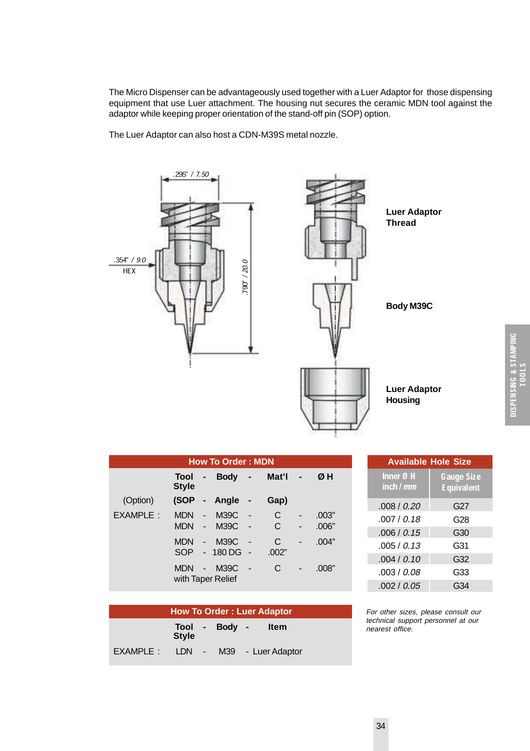The Micro Dispenser can be advantageously used together with a Luer Adaptor for those dispensing equipment that use Luer attachment. The housing nut secures the ceramic MDN tool against the adaptor while keeping proper orientation of the stand-off pin (SOP) option.

The Luer Adaptor can also host a CDN-M39S metal nozzle.

.295" / 7.50

.354" / 9.0
HEX

.790" / 20.0

Luer Adaptor Thread

Body M39C

Luer Adaptor Housing

| How To Order : MDN | | | | | | | |
|---|---|---|---|---|---|---|---|
| | Tool Style | - | Body | - | Mat'l | - | Ø H |
| (Option) | (SOP | - | Angle | - | Gap) | | |
| EXAMPLE : | MDN | - | M39C | - | C | - | .003" |
| | MDN | - | M39C | - | C | - | .006" |
| | MDN | - | M39C | - | C | - | .004" |
| | SOP | - | 180 DG | - | .002" | | |
| | MDN | - | M39C | - | C | - | .008" |
| | with Taper Relief | | | | | | |

| Available Hole Size | |
|---|---|
| Inner Ø H inch / *mm* | Gauge Size Equivalent |
| .008 / *0.20* | G27 |
| .007 / *0.18* | G28 |
| .006 / *0.15* | G30 |
| .005 / *0.13* | G31 |
| .004 / *0.10* | G32 |
| .003 / *0.08* | G33 |
| .002 / *0.05* | G34 |

| How To Order : Luer Adaptor | | | | | |
|---|---|---|---|---|---|
| | Tool Style | - | Body | - | Item |
| EXAMPLE : | LDN | - | M39 | - | Luer Adaptor |

*For other sizes, please consult our technical support personnel at our nearest office.*

DISPENSING & STAMPING TOOLS